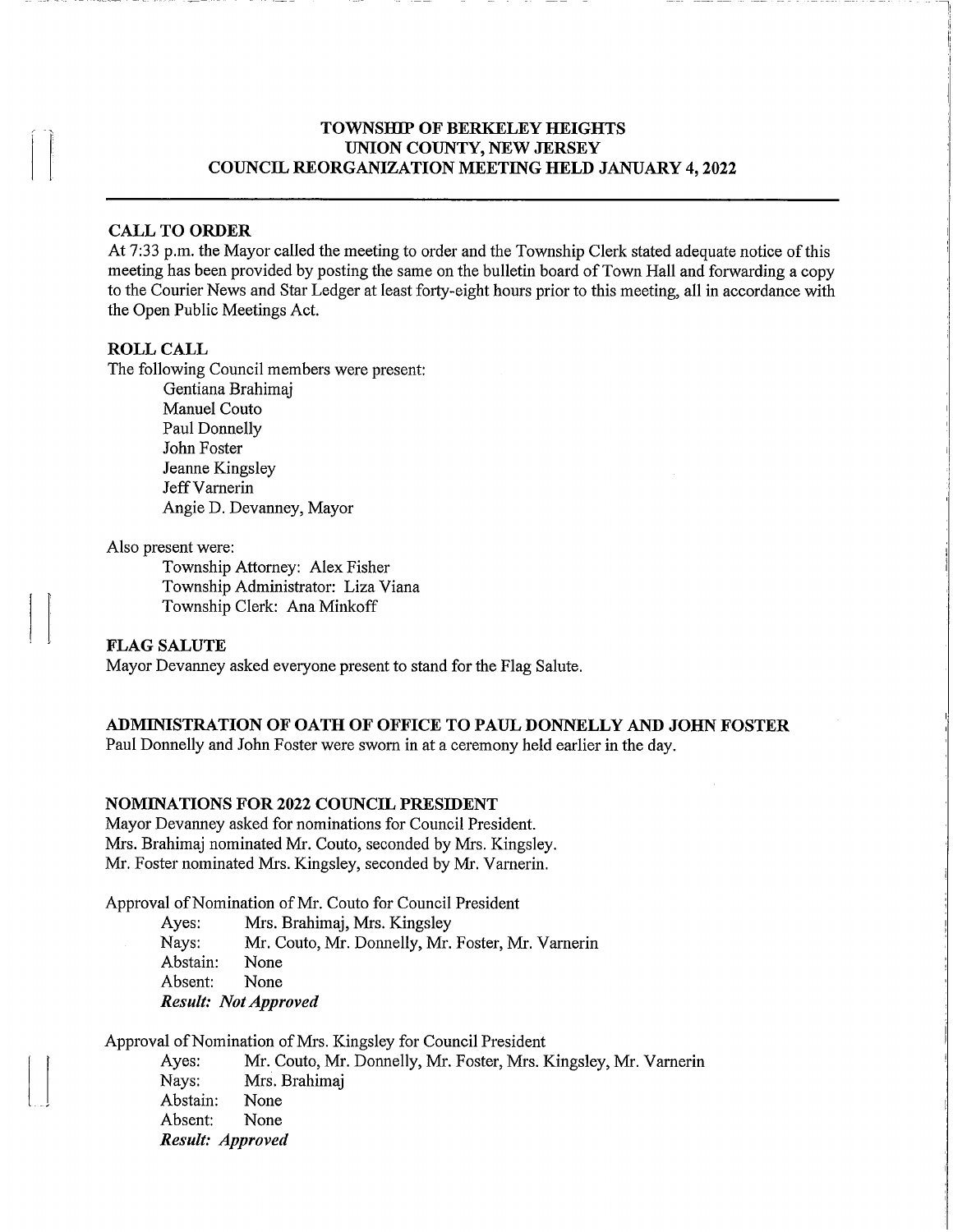# TOWNSHIP OF BERKELEY HEIGHTS
# UNION COUNTY, NEW JERSEY
# COUNCIL REORGANIZATION MEETING HELD JANUARY 4, 2022

## CALL TO ORDER

At 7:33 p.m. the Mayor called the meeting to order and the Township Clerk stated adequate notice of this meeting has been provided by posting the same on the bulletin board of Town Hall and forwarding a copy to the Courier News and Star Ledger at least forty-eight hours prior to this meeting, all in accordance with the Open Public Meetings Act.

## ROLL CALL

The following Council members were present:

Gentiana Brahimaj
Manuel Couto
Paul Donnelly
John Foster
Jeanne Kingsley
Jeff Varnerin
Angie D. Devanney, Mayor

Also present were:

Township Attorney: Alex Fisher
Township Administrator: Liza Viana
Township Clerk: Ana Minkoff

## FLAG SALUTE

Mayor Devanney asked everyone present to stand for the Flag Salute.

## ADMINISTRATION OF OATH OF OFFICE TO PAUL DONNELLY AND JOHN FOSTER

Paul Donnelly and John Foster were sworn in at a ceremony held earlier in the day.

## NOMINATIONS FOR 2022 COUNCIL PRESIDENT

Mayor Devanney asked for nominations for Council President.
Mrs. Brahimaj nominated Mr. Couto, seconded by Mrs. Kingsley.
Mr. Foster nominated Mrs. Kingsley, seconded by Mr. Varnerin.

Approval of Nomination of Mr. Couto for Council President

Ayes: Mrs. Brahimaj, Mrs. Kingsley
Nays: Mr. Couto, Mr. Donnelly, Mr. Foster, Mr. Varnerin
Abstain: None
Absent: None
***Result: Not Approved***

Approval of Nomination of Mrs. Kingsley for Council President

Ayes: Mr. Couto, Mr. Donnelly, Mr. Foster, Mrs. Kingsley, Mr. Varnerin
Nays: Mrs. Brahimaj
Abstain: None
Absent: None
***Result: Approved***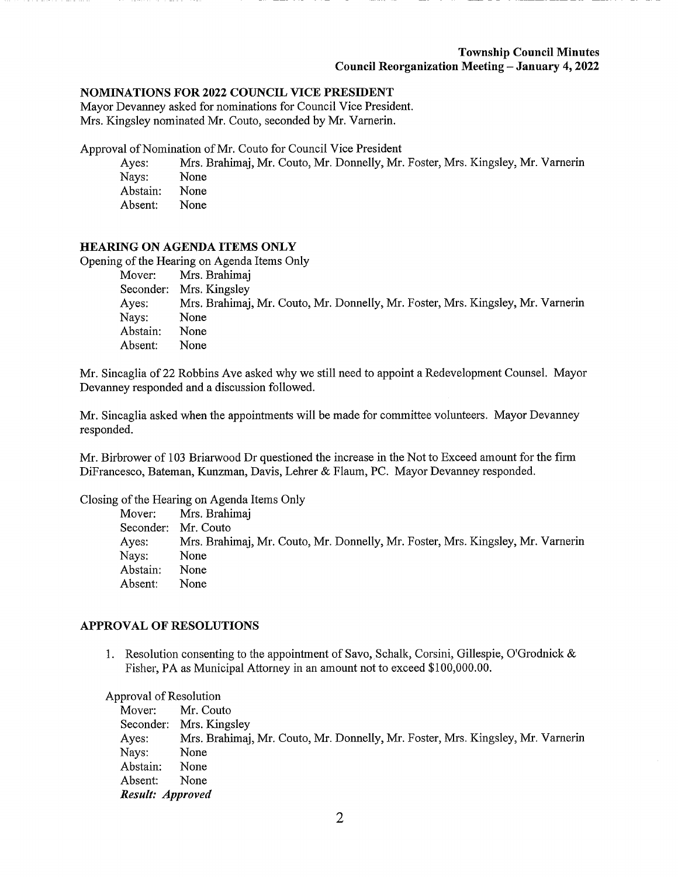## NOMINATIONS FOR 2022 COUNCIL VICE PRESIDENT

Mayor Devanney asked for nominations for Council Vice President.
Mrs. Kingsley nominated Mr. Couto, seconded by Mr. Varnerin.

Approval of Nomination of Mr. Couto for Council Vice President

Ayes: Mrs. Brahimaj, Mr. Couto, Mr. Donnelly, Mr. Foster, Mrs. Kingsley, Mr. Varnerin
Nays: None
Abstain: None
Absent: None

## HEARING ON AGENDA ITEMS ONLY

Opening of the Hearing on Agenda Items Only

Mover: Mrs. Brahimaj
Seconder: Mrs. Kingsley
Ayes: Mrs. Brahimaj, Mr. Couto, Mr. Donnelly, Mr. Foster, Mrs. Kingsley, Mr. Varnerin
Nays: None
Abstain: None
Absent: None

Mr. Sincaglia of 22 Robbins Ave asked why we still need to appoint a Redevelopment Counsel. Mayor Devanney responded and a discussion followed.

Mr. Sincaglia asked when the appointments will be made for committee volunteers. Mayor Devanney responded.

Mr. Birbrower of 103 Briarwood Dr questioned the increase in the Not to Exceed amount for the firm DiFrancesco, Bateman, Kunzman, Davis, Lehrer & Flaum, PC. Mayor Devanney responded.

Closing of the Hearing on Agenda Items Only

Mover: Mrs. Brahimaj
Seconder: Mr. Couto
Ayes: Mrs. Brahimaj, Mr. Couto, Mr. Donnelly, Mr. Foster, Mrs. Kingsley, Mr. Varnerin
Nays: None
Abstain: None
Absent: None

## APPROVAL OF RESOLUTIONS

1. Resolution consenting to the appointment of Savo, Schalk, Corsini, Gillespie, O'Grodnick & Fisher, PA as Municipal Attorney in an amount not to exceed $100,000.00.

Approval of Resolution

Mover: Mr. Couto
Seconder: Mrs. Kingsley
Ayes: Mrs. Brahimaj, Mr. Couto, Mr. Donnelly, Mr. Foster, Mrs. Kingsley, Mr. Varnerin
Nays: None
Abstain: None
Absent: None
***Result: Approved***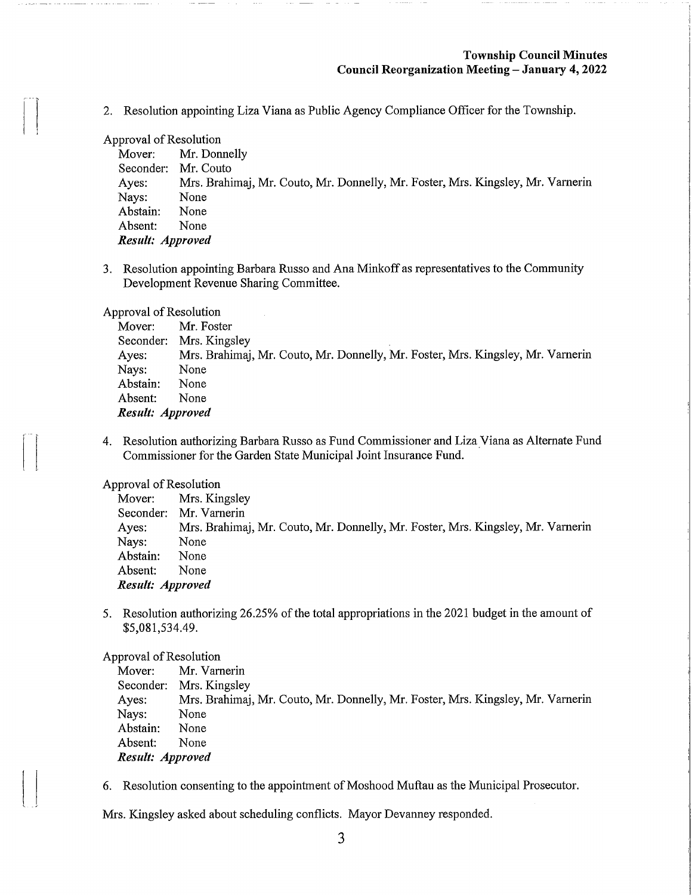2. Resolution appointing Liza Viana as Public Agency Compliance Officer for the Township.

Approval of Resolution
Mover: Mr. Donnelly
Seconder: Mr. Couto
Ayes: Mrs. Brahimaj, Mr. Couto, Mr. Donnelly, Mr. Foster, Mrs. Kingsley, Mr. Varnerin
Nays: None
Abstain: None
Absent: None
***Result: Approved***

3. Resolution appointing Barbara Russo and Ana Minkoff as representatives to the Community Development Revenue Sharing Committee.

Approval of Resolution
Mover: Mr. Foster
Seconder: Mrs. Kingsley
Ayes: Mrs. Brahimaj, Mr. Couto, Mr. Donnelly, Mr. Foster, Mrs. Kingsley, Mr. Varnerin
Nays: None
Abstain: None
Absent: None
***Result: Approved***

4. Resolution authorizing Barbara Russo as Fund Commissioner and Liza Viana as Alternate Fund Commissioner for the Garden State Municipal Joint Insurance Fund.

Approval of Resolution
Mover: Mrs. Kingsley
Seconder: Mr. Varnerin
Ayes: Mrs. Brahimaj, Mr. Couto, Mr. Donnelly, Mr. Foster, Mrs. Kingsley, Mr. Varnerin
Nays: None
Abstain: None
Absent: None
***Result: Approved***

5. Resolution authorizing 26.25% of the total appropriations in the 2021 budget in the amount of $5,081,534.49.

Approval of Resolution
Mover: Mr. Varnerin
Seconder: Mrs. Kingsley
Ayes: Mrs. Brahimaj, Mr. Couto, Mr. Donnelly, Mr. Foster, Mrs. Kingsley, Mr. Varnerin
Nays: None
Abstain: None
Absent: None
***Result: Approved***

6. Resolution consenting to the appointment of Moshood Muftau as the Municipal Prosecutor.

Mrs. Kingsley asked about scheduling conflicts. Mayor Devanney responded.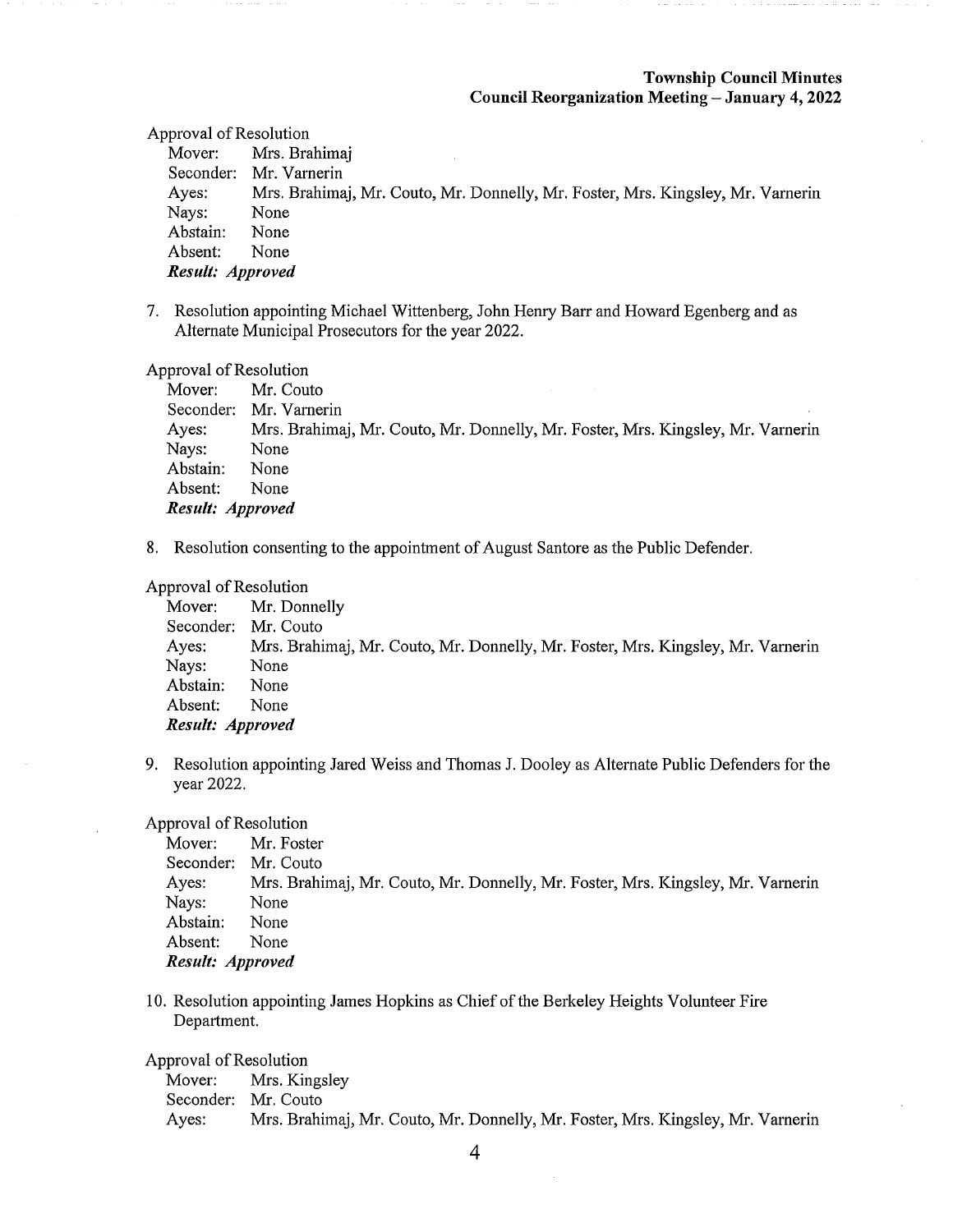Approval of Resolution

Mover: Mrs. Brahimaj
Seconder: Mr. Varnerin
Ayes: Mrs. Brahimaj, Mr. Couto, Mr. Donnelly, Mr. Foster, Mrs. Kingsley, Mr. Varnerin
Nays: None
Abstain: None
Absent: None
***Result: Approved***

7. Resolution appointing Michael Wittenberg, John Henry Barr and Howard Egenberg and as Alternate Municipal Prosecutors for the year 2022.

Approval of Resolution

Mover: Mr. Couto
Seconder: Mr. Varnerin
Ayes: Mrs. Brahimaj, Mr. Couto, Mr. Donnelly, Mr. Foster, Mrs. Kingsley, Mr. Varnerin
Nays: None
Abstain: None
Absent: None
***Result: Approved***

8. Resolution consenting to the appointment of August Santore as the Public Defender.

Approval of Resolution

Mover: Mr. Donnelly
Seconder: Mr. Couto
Ayes: Mrs. Brahimaj, Mr. Couto, Mr. Donnelly, Mr. Foster, Mrs. Kingsley, Mr. Varnerin
Nays: None
Abstain: None
Absent: None
***Result: Approved***

9. Resolution appointing Jared Weiss and Thomas J. Dooley as Alternate Public Defenders for the year 2022.

Approval of Resolution

Mover: Mr. Foster
Seconder: Mr. Couto
Ayes: Mrs. Brahimaj, Mr. Couto, Mr. Donnelly, Mr. Foster, Mrs. Kingsley, Mr. Varnerin
Nays: None
Abstain: None
Absent: None
***Result: Approved***

10. Resolution appointing James Hopkins as Chief of the Berkeley Heights Volunteer Fire Department.

Approval of Resolution

Mover: Mrs. Kingsley
Seconder: Mr. Couto
Ayes: Mrs. Brahimaj, Mr. Couto, Mr. Donnelly, Mr. Foster, Mrs. Kingsley, Mr. Varnerin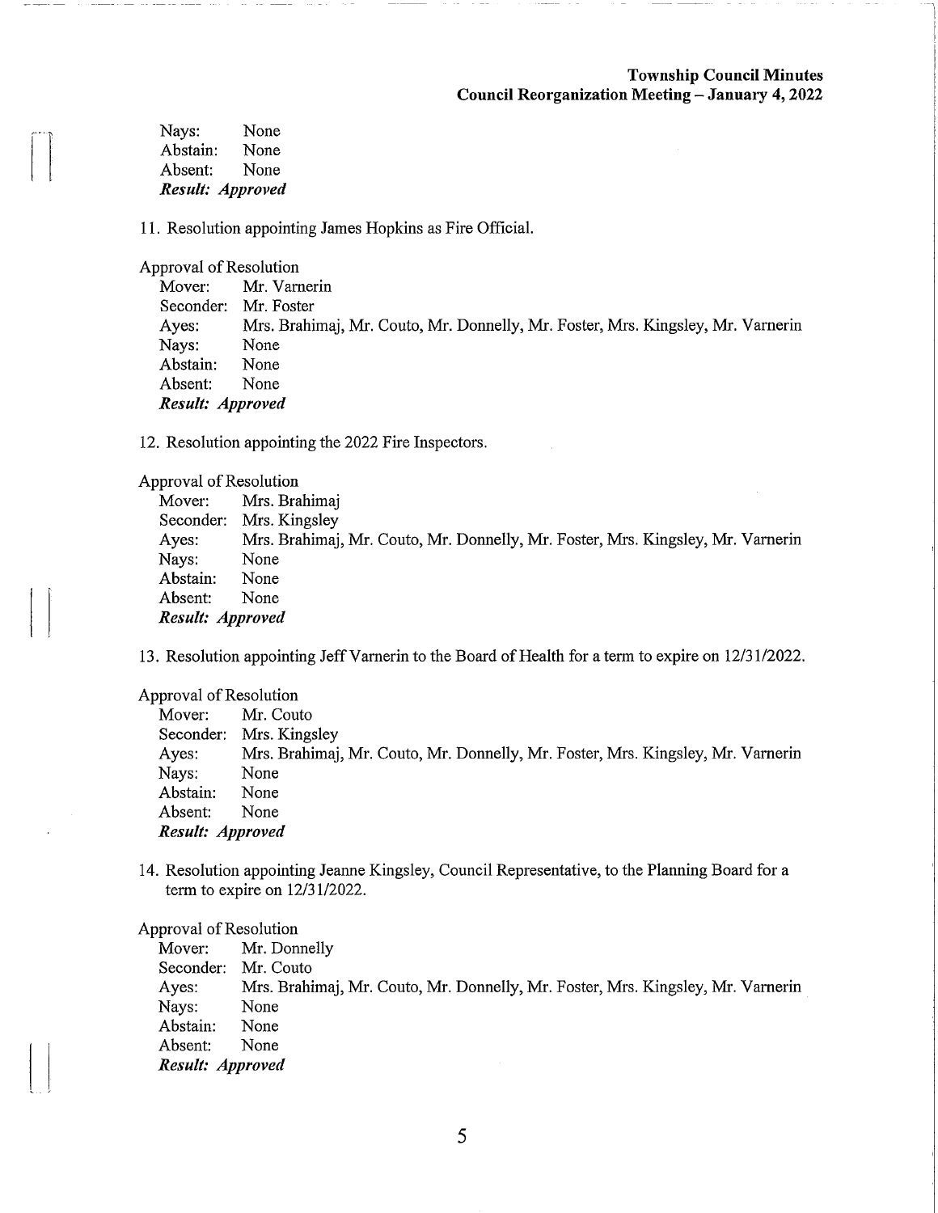Nays: None
Abstain: None
Absent: None
***Result: Approved***

11. Resolution appointing James Hopkins as Fire Official.

Approval of Resolution
Mover: Mr. Varnerin
Seconder: Mr. Foster
Ayes: Mrs. Brahimaj, Mr. Couto, Mr. Donnelly, Mr. Foster, Mrs. Kingsley, Mr. Varnerin
Nays: None
Abstain: None
Absent: None
***Result: Approved***

12. Resolution appointing the 2022 Fire Inspectors.

Approval of Resolution
Mover: Mrs. Brahimaj
Seconder: Mrs. Kingsley
Ayes: Mrs. Brahimaj, Mr. Couto, Mr. Donnelly, Mr. Foster, Mrs. Kingsley, Mr. Varnerin
Nays: None
Abstain: None
Absent: None
***Result: Approved***

13. Resolution appointing Jeff Varnerin to the Board of Health for a term to expire on 12/31/2022.

Approval of Resolution
Mover: Mr. Couto
Seconder: Mrs. Kingsley
Ayes: Mrs. Brahimaj, Mr. Couto, Mr. Donnelly, Mr. Foster, Mrs. Kingsley, Mr. Varnerin
Nays: None
Abstain: None
Absent: None
***Result: Approved***

14. Resolution appointing Jeanne Kingsley, Council Representative, to the Planning Board for a term to expire on 12/31/2022.

Approval of Resolution
Mover: Mr. Donnelly
Seconder: Mr. Couto
Ayes: Mrs. Brahimaj, Mr. Couto, Mr. Donnelly, Mr. Foster, Mrs. Kingsley, Mr. Varnerin
Nays: None
Abstain: None
Absent: None
***Result: Approved***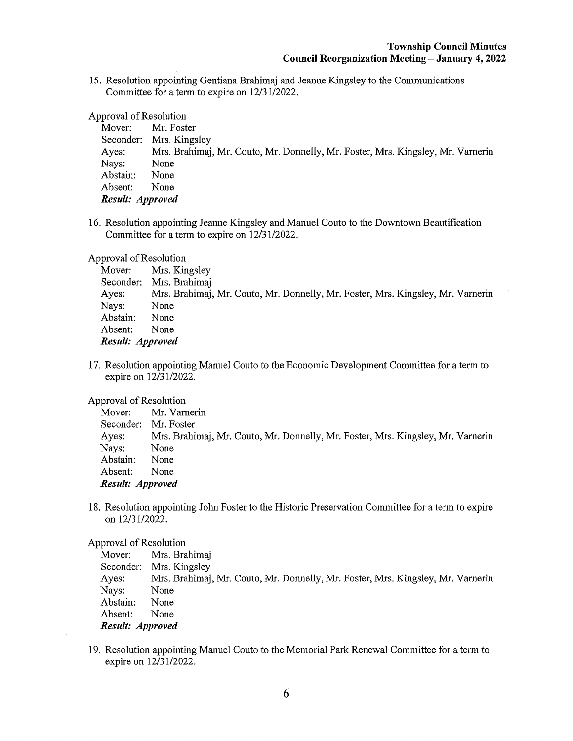15. Resolution appointing Gentiana Brahimaj and Jeanne Kingsley to the Communications Committee for a term to expire on 12/31/2022.

Approval of Resolution

Mover: Mr. Foster
Seconder: Mrs. Kingsley
Ayes: Mrs. Brahimaj, Mr. Couto, Mr. Donnelly, Mr. Foster, Mrs. Kingsley, Mr. Varnerin
Nays: None
Abstain: None
Absent: None
***Result: Approved***

16. Resolution appointing Jeanne Kingsley and Manuel Couto to the Downtown Beautification Committee for a term to expire on 12/31/2022.

Approval of Resolution

Mover: Mrs. Kingsley
Seconder: Mrs. Brahimaj
Ayes: Mrs. Brahimaj, Mr. Couto, Mr. Donnelly, Mr. Foster, Mrs. Kingsley, Mr. Varnerin
Nays: None
Abstain: None
Absent: None
***Result: Approved***

17. Resolution appointing Manuel Couto to the Economic Development Committee for a term to expire on 12/31/2022.

Approval of Resolution

Mover: Mr. Varnerin
Seconder: Mr. Foster
Ayes: Mrs. Brahimaj, Mr. Couto, Mr. Donnelly, Mr. Foster, Mrs. Kingsley, Mr. Varnerin
Nays: None
Abstain: None
Absent: None
***Result: Approved***

18. Resolution appointing John Foster to the Historic Preservation Committee for a term to expire on 12/31/2022.

Approval of Resolution

Mover: Mrs. Brahimaj
Seconder: Mrs. Kingsley
Ayes: Mrs. Brahimaj, Mr. Couto, Mr. Donnelly, Mr. Foster, Mrs. Kingsley, Mr. Varnerin
Nays: None
Abstain: None
Absent: None
***Result: Approved***

19. Resolution appointing Manuel Couto to the Memorial Park Renewal Committee for a term to expire on 12/31/2022.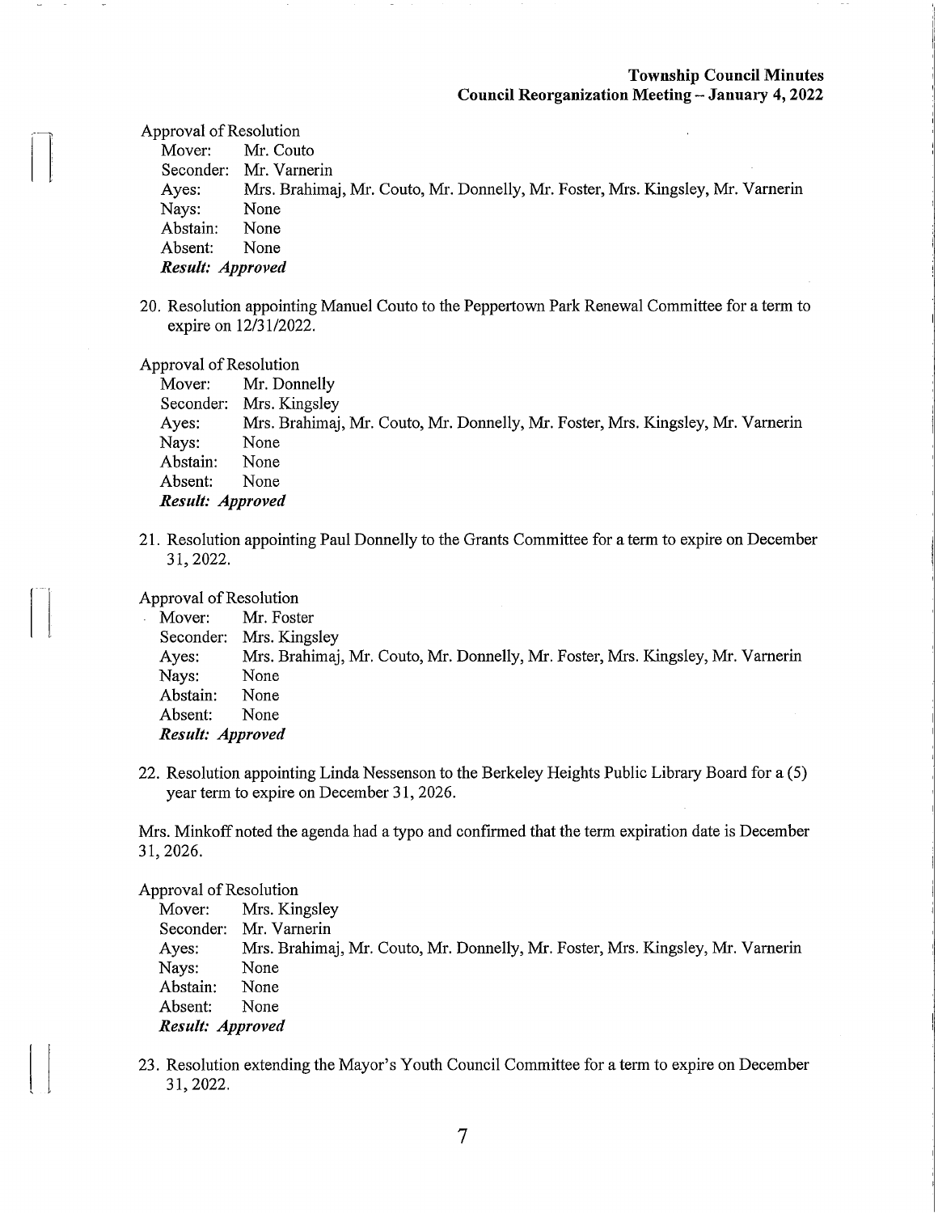Approval of Resolution

Mover: Mr. Couto
Seconder: Mr. Varnerin
Ayes: Mrs. Brahimaj, Mr. Couto, Mr. Donnelly, Mr. Foster, Mrs. Kingsley, Mr. Varnerin
Nays: None
Abstain: None
Absent: None
***Result: Approved***

20. Resolution appointing Manuel Couto to the Peppertown Park Renewal Committee for a term to expire on 12/31/2022.

Approval of Resolution

Mover: Mr. Donnelly
Seconder: Mrs. Kingsley
Ayes: Mrs. Brahimaj, Mr. Couto, Mr. Donnelly, Mr. Foster, Mrs. Kingsley, Mr. Varnerin
Nays: None
Abstain: None
Absent: None
***Result: Approved***

21. Resolution appointing Paul Donnelly to the Grants Committee for a term to expire on December 31, 2022.

Approval of Resolution

Mover: Mr. Foster
Seconder: Mrs. Kingsley
Ayes: Mrs. Brahimaj, Mr. Couto, Mr. Donnelly, Mr. Foster, Mrs. Kingsley, Mr. Varnerin
Nays: None
Abstain: None
Absent: None
***Result: Approved***

22. Resolution appointing Linda Nessenson to the Berkeley Heights Public Library Board for a (5) year term to expire on December 31, 2026.

Mrs. Minkoff noted the agenda had a typo and confirmed that the term expiration date is December 31, 2026.

Approval of Resolution

Mover: Mrs. Kingsley
Seconder: Mr. Varnerin
Ayes: Mrs. Brahimaj, Mr. Couto, Mr. Donnelly, Mr. Foster, Mrs. Kingsley, Mr. Varnerin
Nays: None
Abstain: None
Absent: None
***Result: Approved***

23. Resolution extending the Mayor's Youth Council Committee for a term to expire on December 31, 2022.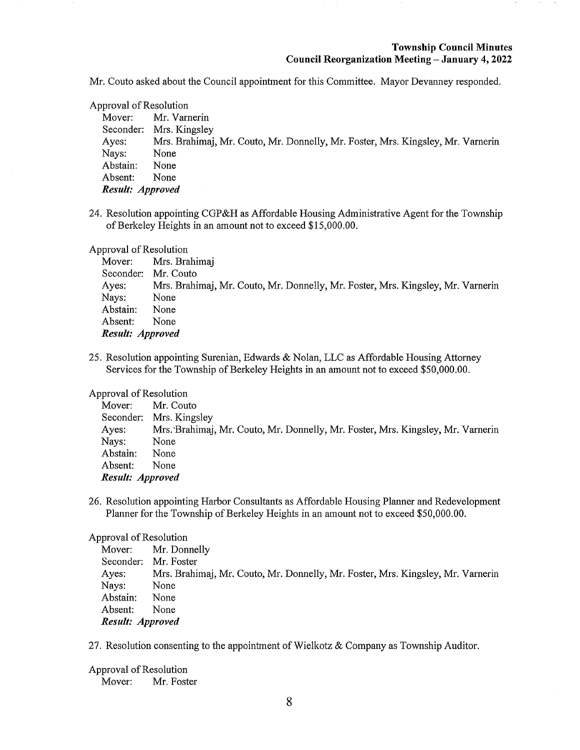Mr. Couto asked about the Council appointment for this Committee. Mayor Devanney responded.

Approval of Resolution
Mover: Mr. Varnerin
Seconder: Mrs. Kingsley
Ayes: Mrs. Brahimaj, Mr. Couto, Mr. Donnelly, Mr. Foster, Mrs. Kingsley, Mr. Varnerin
Nays: None
Abstain: None
Absent: None
***Result: Approved***

24. Resolution appointing CGP&H as Affordable Housing Administrative Agent for the Township of Berkeley Heights in an amount not to exceed $15,000.00.

Approval of Resolution
Mover: Mrs. Brahimaj
Seconder: Mr. Couto
Ayes: Mrs. Brahimaj, Mr. Couto, Mr. Donnelly, Mr. Foster, Mrs. Kingsley, Mr. Varnerin
Nays: None
Abstain: None
Absent: None
***Result: Approved***

25. Resolution appointing Surenian, Edwards & Nolan, LLC as Affordable Housing Attorney Services for the Township of Berkeley Heights in an amount not to exceed $50,000.00.

Approval of Resolution
Mover: Mr. Couto
Seconder: Mrs. Kingsley
Ayes: Mrs. Brahimaj, Mr. Couto, Mr. Donnelly, Mr. Foster, Mrs. Kingsley, Mr. Varnerin
Nays: None
Abstain: None
Absent: None
***Result: Approved***

26. Resolution appointing Harbor Consultants as Affordable Housing Planner and Redevelopment Planner for the Township of Berkeley Heights in an amount not to exceed $50,000.00.

Approval of Resolution
Mover: Mr. Donnelly
Seconder: Mr. Foster
Ayes: Mrs. Brahimaj, Mr. Couto, Mr. Donnelly, Mr. Foster, Mrs. Kingsley, Mr. Varnerin
Nays: None
Abstain: None
Absent: None
***Result: Approved***

27. Resolution consenting to the appointment of Wielkotz & Company as Township Auditor.

Approval of Resolution
Mover: Mr. Foster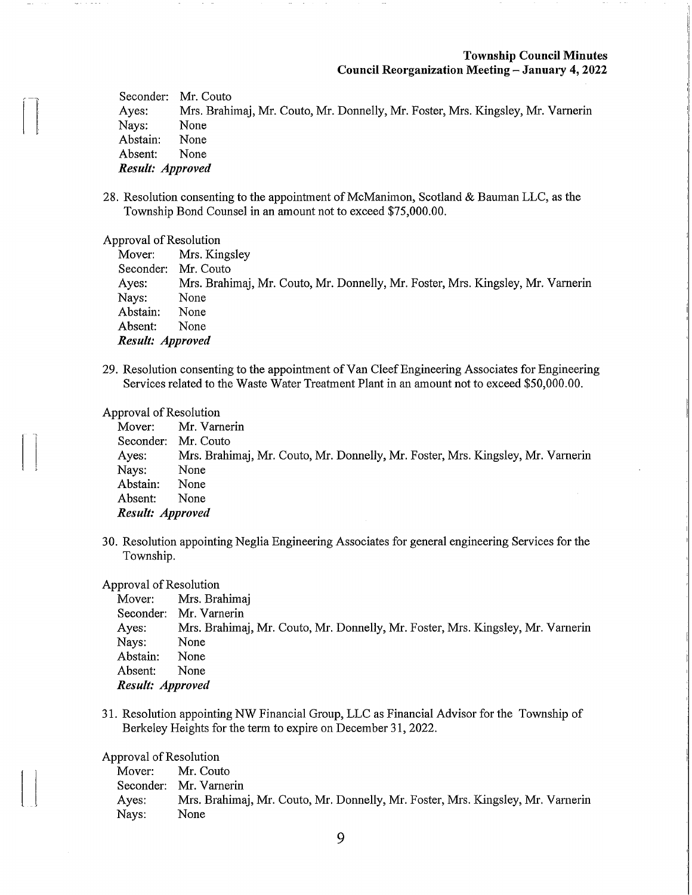Seconder: Mr. Couto
Ayes: Mrs. Brahimaj, Mr. Couto, Mr. Donnelly, Mr. Foster, Mrs. Kingsley, Mr. Varnerin
Nays: None
Abstain: None
Absent: None
***Result: Approved***

28. Resolution consenting to the appointment of McManimon, Scotland & Bauman LLC, as the Township Bond Counsel in an amount not to exceed $75,000.00.

Approval of Resolution
Mover: Mrs. Kingsley
Seconder: Mr. Couto
Ayes: Mrs. Brahimaj, Mr. Couto, Mr. Donnelly, Mr. Foster, Mrs. Kingsley, Mr. Varnerin
Nays: None
Abstain: None
Absent: None
***Result: Approved***

29. Resolution consenting to the appointment of Van Cleef Engineering Associates for Engineering Services related to the Waste Water Treatment Plant in an amount not to exceed $50,000.00.

Approval of Resolution
Mover: Mr. Varnerin
Seconder: Mr. Couto
Ayes: Mrs. Brahimaj, Mr. Couto, Mr. Donnelly, Mr. Foster, Mrs. Kingsley, Mr. Varnerin
Nays: None
Abstain: None
Absent: None
***Result: Approved***

30. Resolution appointing Neglia Engineering Associates for general engineering Services for the Township.

Approval of Resolution
Mover: Mrs. Brahimaj
Seconder: Mr. Varnerin
Ayes: Mrs. Brahimaj, Mr. Couto, Mr. Donnelly, Mr. Foster, Mrs. Kingsley, Mr. Varnerin
Nays: None
Abstain: None
Absent: None
***Result: Approved***

31. Resolution appointing NW Financial Group, LLC as Financial Advisor for the Township of Berkeley Heights for the term to expire on December 31, 2022.

Approval of Resolution
Mover: Mr. Couto
Seconder: Mr. Varnerin
Ayes: Mrs. Brahimaj, Mr. Couto, Mr. Donnelly, Mr. Foster, Mrs. Kingsley, Mr. Varnerin
Nays: None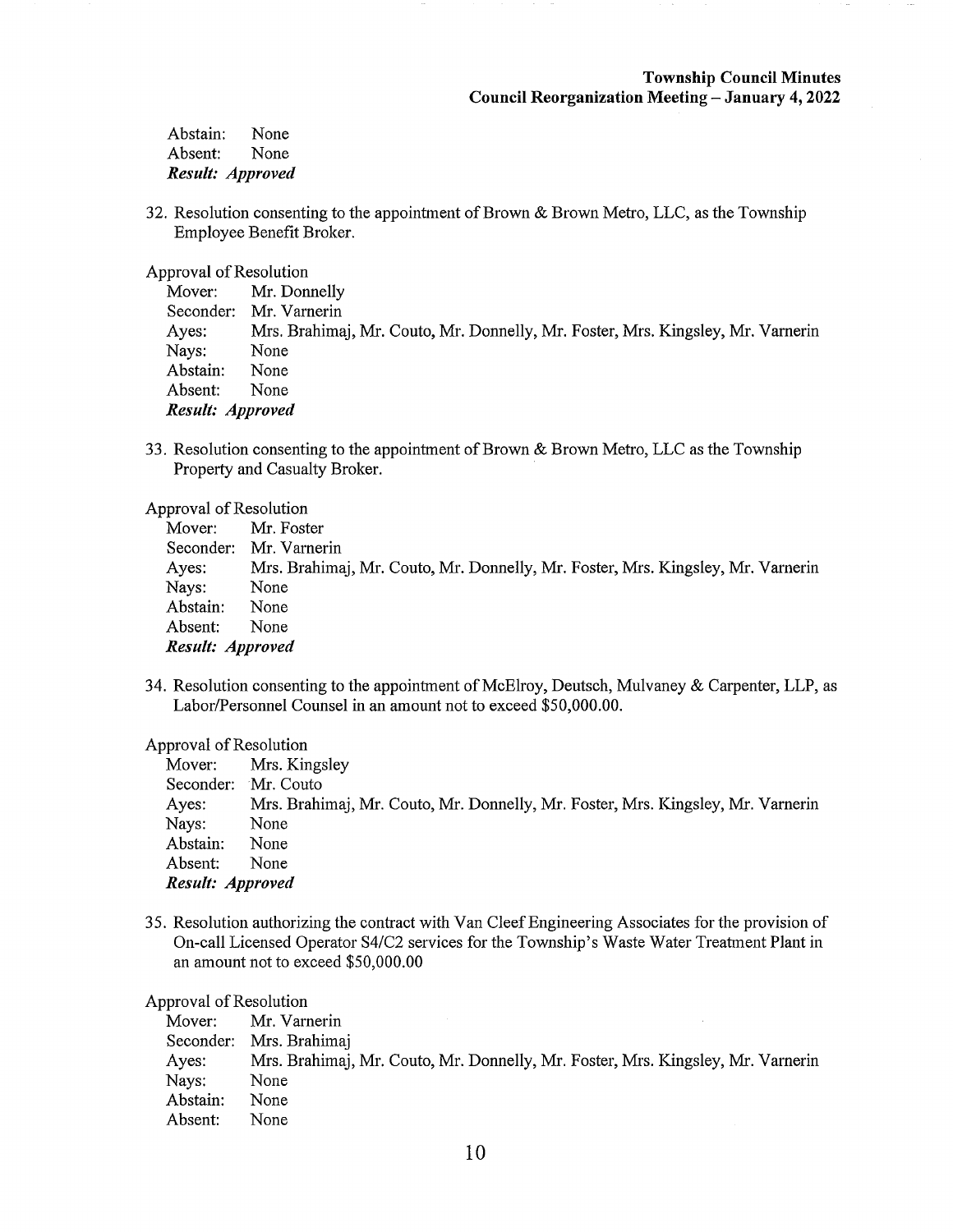Abstain: None
Absent: None
***Result: Approved***

32. Resolution consenting to the appointment of Brown & Brown Metro, LLC, as the Township Employee Benefit Broker.

Approval of Resolution
Mover: Mr. Donnelly
Seconder: Mr. Varnerin
Ayes: Mrs. Brahimaj, Mr. Couto, Mr. Donnelly, Mr. Foster, Mrs. Kingsley, Mr. Varnerin
Nays: None
Abstain: None
Absent: None
***Result: Approved***

33. Resolution consenting to the appointment of Brown & Brown Metro, LLC as the Township Property and Casualty Broker.

Approval of Resolution
Mover: Mr. Foster
Seconder: Mr. Varnerin
Ayes: Mrs. Brahimaj, Mr. Couto, Mr. Donnelly, Mr. Foster, Mrs. Kingsley, Mr. Varnerin
Nays: None
Abstain: None
Absent: None
***Result: Approved***

34. Resolution consenting to the appointment of McElroy, Deutsch, Mulvaney & Carpenter, LLP, as Labor/Personnel Counsel in an amount not to exceed $50,000.00.

Approval of Resolution
Mover: Mrs. Kingsley
Seconder: Mr. Couto
Ayes: Mrs. Brahimaj, Mr. Couto, Mr. Donnelly, Mr. Foster, Mrs. Kingsley, Mr. Varnerin
Nays: None
Abstain: None
Absent: None
***Result: Approved***

35. Resolution authorizing the contract with Van Cleef Engineering Associates for the provision of On-call Licensed Operator S4/C2 services for the Township's Waste Water Treatment Plant in an amount not to exceed $50,000.00

Approval of Resolution
Mover: Mr. Varnerin
Seconder: Mrs. Brahimaj
Ayes: Mrs. Brahimaj, Mr. Couto, Mr. Donnelly, Mr. Foster, Mrs. Kingsley, Mr. Varnerin
Nays: None
Abstain: None
Absent: None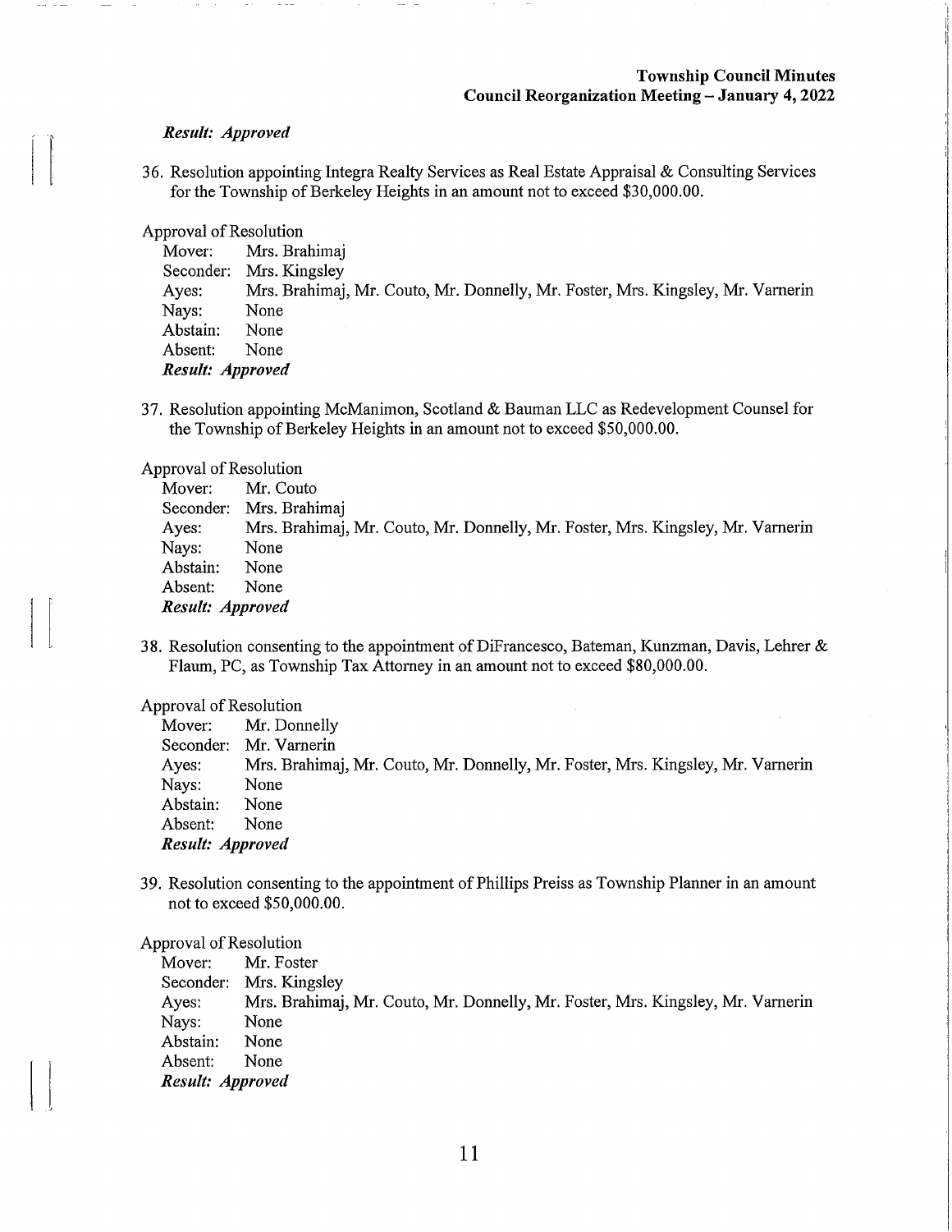*Result: Approved*

36. Resolution appointing Integra Realty Services as Real Estate Appraisal & Consulting Services for the Township of Berkeley Heights in an amount not to exceed $30,000.00.

Approval of Resolution
Mover: Mrs. Brahimaj
Seconder: Mrs. Kingsley
Ayes: Mrs. Brahimaj, Mr. Couto, Mr. Donnelly, Mr. Foster, Mrs. Kingsley, Mr. Varnerin
Nays: None
Abstain: None
Absent: None
*Result: Approved*

37. Resolution appointing McManimon, Scotland & Bauman LLC as Redevelopment Counsel for the Township of Berkeley Heights in an amount not to exceed $50,000.00.

Approval of Resolution
Mover: Mr. Couto
Seconder: Mrs. Brahimaj
Ayes: Mrs. Brahimaj, Mr. Couto, Mr. Donnelly, Mr. Foster, Mrs. Kingsley, Mr. Varnerin
Nays: None
Abstain: None
Absent: None
*Result: Approved*

38. Resolution consenting to the appointment of DiFrancesco, Bateman, Kunzman, Davis, Lehrer & Flaum, PC, as Township Tax Attorney in an amount not to exceed $80,000.00.

Approval of Resolution
Mover: Mr. Donnelly
Seconder: Mr. Varnerin
Ayes: Mrs. Brahimaj, Mr. Couto, Mr. Donnelly, Mr. Foster, Mrs. Kingsley, Mr. Varnerin
Nays: None
Abstain: None
Absent: None
*Result: Approved*

39. Resolution consenting to the appointment of Phillips Preiss as Township Planner in an amount not to exceed $50,000.00.

Approval of Resolution
Mover: Mr. Foster
Seconder: Mrs. Kingsley
Ayes: Mrs. Brahimaj, Mr. Couto, Mr. Donnelly, Mr. Foster, Mrs. Kingsley, Mr. Varnerin
Nays: None
Abstain: None
Absent: None
*Result: Approved*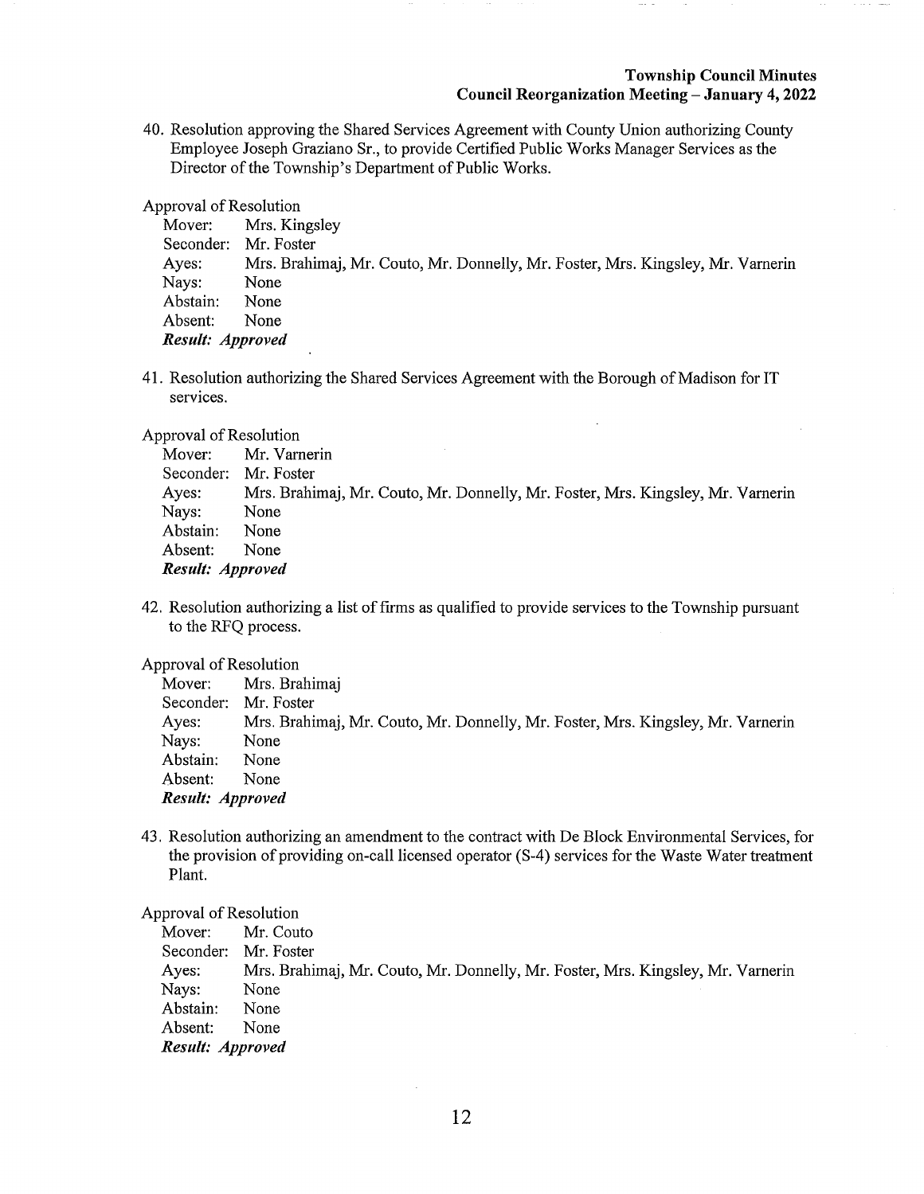40. Resolution approving the Shared Services Agreement with County Union authorizing County Employee Joseph Graziano Sr., to provide Certified Public Works Manager Services as the Director of the Township's Department of Public Works.

Approval of Resolution
Mover: Mrs. Kingsley
Seconder: Mr. Foster
Ayes: Mrs. Brahimaj, Mr. Couto, Mr. Donnelly, Mr. Foster, Mrs. Kingsley, Mr. Varnerin
Nays: None
Abstain: None
Absent: None
***Result: Approved***

41. Resolution authorizing the Shared Services Agreement with the Borough of Madison for IT services.

Approval of Resolution
Mover: Mr. Varnerin
Seconder: Mr. Foster
Ayes: Mrs. Brahimaj, Mr. Couto, Mr. Donnelly, Mr. Foster, Mrs. Kingsley, Mr. Varnerin
Nays: None
Abstain: None
Absent: None
***Result: Approved***

42. Resolution authorizing a list of firms as qualified to provide services to the Township pursuant to the RFQ process.

Approval of Resolution
Mover: Mrs. Brahimaj
Seconder: Mr. Foster
Ayes: Mrs. Brahimaj, Mr. Couto, Mr. Donnelly, Mr. Foster, Mrs. Kingsley, Mr. Varnerin
Nays: None
Abstain: None
Absent: None
***Result: Approved***

43. Resolution authorizing an amendment to the contract with De Block Environmental Services, for the provision of providing on-call licensed operator (S-4) services for the Waste Water treatment Plant.

Approval of Resolution
Mover: Mr. Couto
Seconder: Mr. Foster
Ayes: Mrs. Brahimaj, Mr. Couto, Mr. Donnelly, Mr. Foster, Mrs. Kingsley, Mr. Varnerin
Nays: None
Abstain: None
Absent: None
***Result: Approved***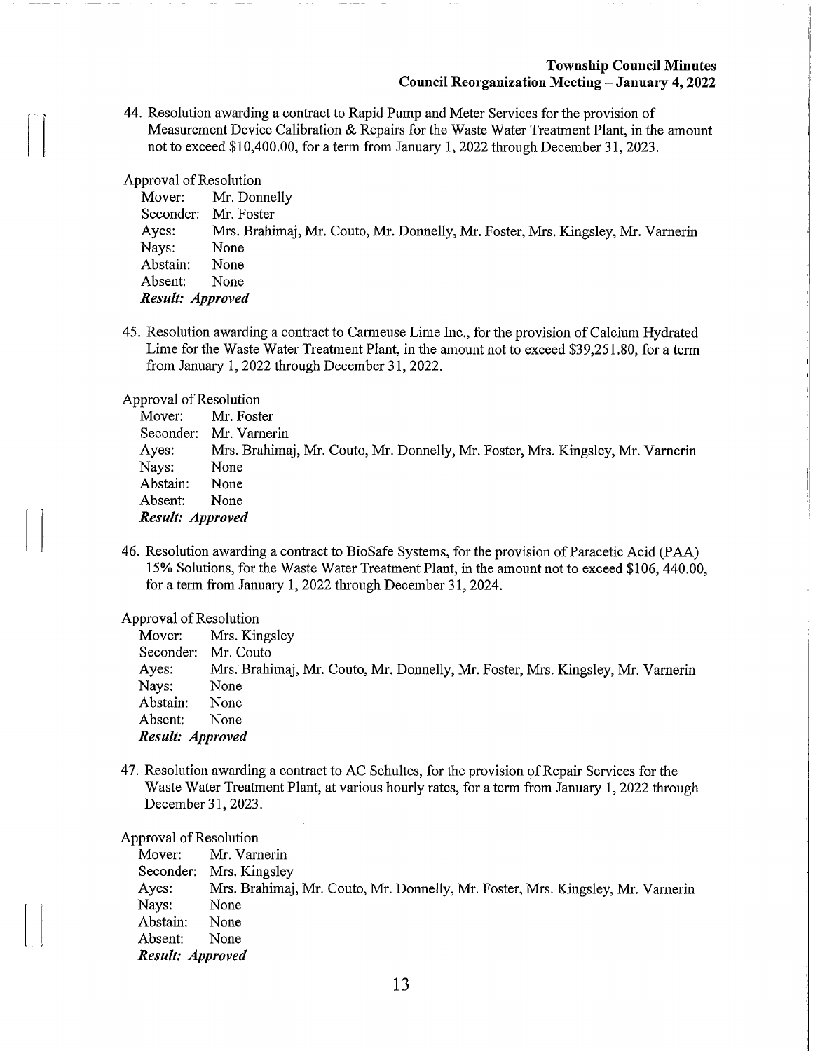44. Resolution awarding a contract to Rapid Pump and Meter Services for the provision of Measurement Device Calibration & Repairs for the Waste Water Treatment Plant, in the amount not to exceed $10,400.00, for a term from January 1, 2022 through December 31, 2023.

Approval of Resolution
Mover: Mr. Donnelly
Seconder: Mr. Foster
Ayes: Mrs. Brahimaj, Mr. Couto, Mr. Donnelly, Mr. Foster, Mrs. Kingsley, Mr. Varnerin
Nays: None
Abstain: None
Absent: None
***Result: Approved***

45. Resolution awarding a contract to Carmeuse Lime Inc., for the provision of Calcium Hydrated Lime for the Waste Water Treatment Plant, in the amount not to exceed $39,251.80, for a term from January 1, 2022 through December 31, 2022.

Approval of Resolution
Mover: Mr. Foster
Seconder: Mr. Varnerin
Ayes: Mrs. Brahimaj, Mr. Couto, Mr. Donnelly, Mr. Foster, Mrs. Kingsley, Mr. Varnerin
Nays: None
Abstain: None
Absent: None
***Result: Approved***

46. Resolution awarding a contract to BioSafe Systems, for the provision of Paracetic Acid (PAA) 15% Solutions, for the Waste Water Treatment Plant, in the amount not to exceed $106, 440.00, for a term from January 1, 2022 through December 31, 2024.

Approval of Resolution
Mover: Mrs. Kingsley
Seconder: Mr. Couto
Ayes: Mrs. Brahimaj, Mr. Couto, Mr. Donnelly, Mr. Foster, Mrs. Kingsley, Mr. Varnerin
Nays: None
Abstain: None
Absent: None
***Result: Approved***

47. Resolution awarding a contract to AC Schultes, for the provision of Repair Services for the Waste Water Treatment Plant, at various hourly rates, for a term from January 1, 2022 through December 31, 2023.

Approval of Resolution
Mover: Mr. Varnerin
Seconder: Mrs. Kingsley
Ayes: Mrs. Brahimaj, Mr. Couto, Mr. Donnelly, Mr. Foster, Mrs. Kingsley, Mr. Varnerin
Nays: None
Abstain: None
Absent: None
***Result: Approved***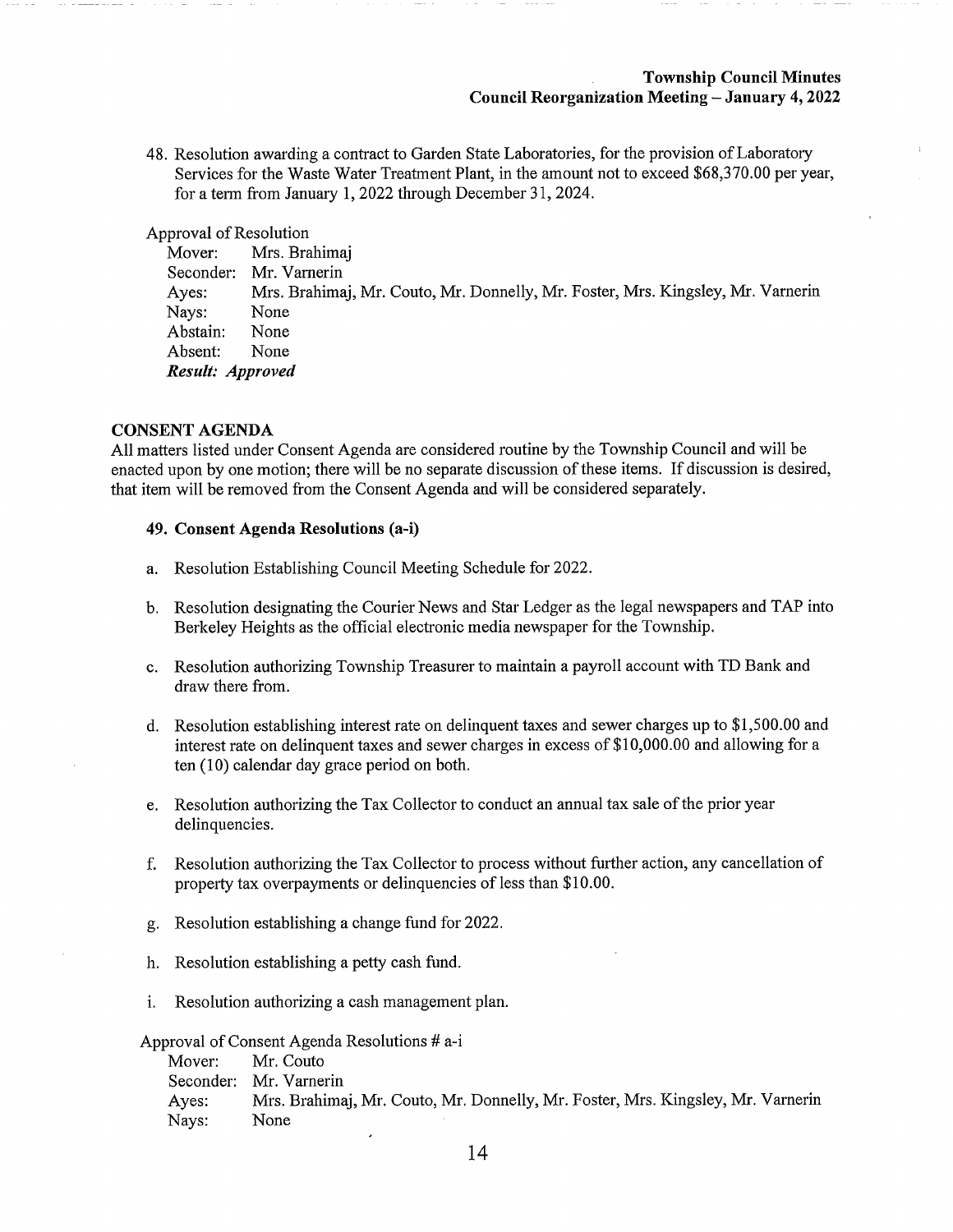48. Resolution awarding a contract to Garden State Laboratories, for the provision of Laboratory Services for the Waste Water Treatment Plant, in the amount not to exceed $68,370.00 per year, for a term from January 1, 2022 through December 31, 2024.

Approval of Resolution
Mover: Mrs. Brahimaj
Seconder: Mr. Varnerin
Ayes: Mrs. Brahimaj, Mr. Couto, Mr. Donnelly, Mr. Foster, Mrs. Kingsley, Mr. Varnerin
Nays: None
Abstain: None
Absent: None
***Result: Approved***

## CONSENT AGENDA

All matters listed under Consent Agenda are considered routine by the Township Council and will be enacted upon by one motion; there will be no separate discussion of these items. If discussion is desired, that item will be removed from the Consent Agenda and will be considered separately.

### 49. Consent Agenda Resolutions (a-i)

a. Resolution Establishing Council Meeting Schedule for 2022.

b. Resolution designating the Courier News and Star Ledger as the legal newspapers and TAP into Berkeley Heights as the official electronic media newspaper for the Township.

c. Resolution authorizing Township Treasurer to maintain a payroll account with TD Bank and draw there from.

d. Resolution establishing interest rate on delinquent taxes and sewer charges up to $1,500.00 and interest rate on delinquent taxes and sewer charges in excess of $10,000.00 and allowing for a ten (10) calendar day grace period on both.

e. Resolution authorizing the Tax Collector to conduct an annual tax sale of the prior year delinquencies.

f. Resolution authorizing the Tax Collector to process without further action, any cancellation of property tax overpayments or delinquencies of less than $10.00.

g. Resolution establishing a change fund for 2022.

h. Resolution establishing a petty cash fund.

i. Resolution authorizing a cash management plan.

Approval of Consent Agenda Resolutions # a-i
Mover: Mr. Couto
Seconder: Mr. Varnerin
Ayes: Mrs. Brahimaj, Mr. Couto, Mr. Donnelly, Mr. Foster, Mrs. Kingsley, Mr. Varnerin
Nays: None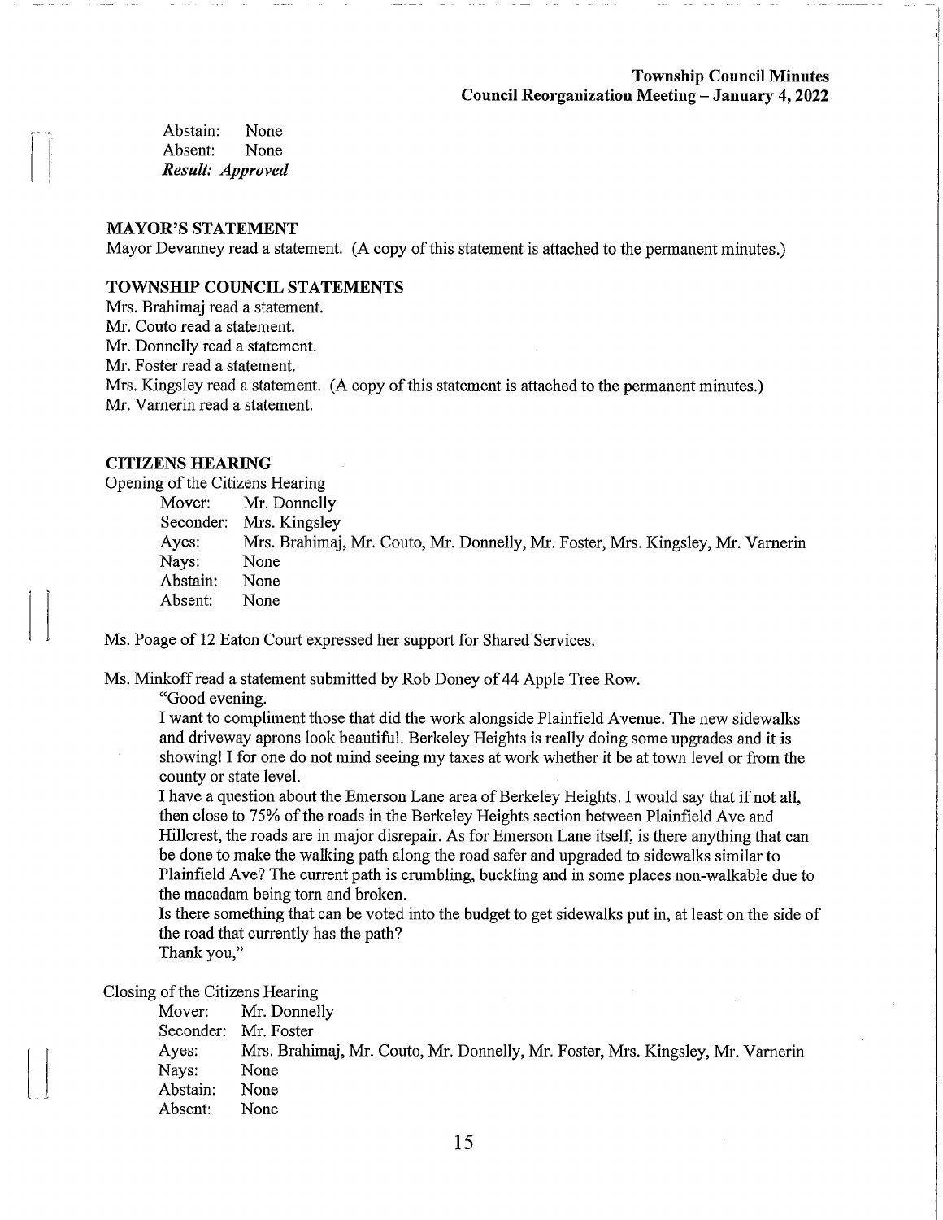Abstain: None
Absent: None
***Result: Approved***

**MAYOR'S STATEMENT**

Mayor Devanney read a statement. (A copy of this statement is attached to the permanent minutes.)

**TOWNSHIP COUNCIL STATEMENTS**

Mrs. Brahimaj read a statement.
Mr. Couto read a statement.
Mr. Donnelly read a statement.
Mr. Foster read a statement.
Mrs. Kingsley read a statement. (A copy of this statement is attached to the permanent minutes.)
Mr. Varnerin read a statement.

**CITIZENS HEARING**

Opening of the Citizens Hearing

| | |
|---|---|
| Mover: | Mr. Donnelly |
| Seconder: | Mrs. Kingsley |
| Ayes: | Mrs. Brahimaj, Mr. Couto, Mr. Donnelly, Mr. Foster, Mrs. Kingsley, Mr. Varnerin |
| Nays: | None |
| Abstain: | None |
| Absent: | None |

Ms. Poage of 12 Eaton Court expressed her support for Shared Services.

Ms. Minkoff read a statement submitted by Rob Doney of 44 Apple Tree Row.

> "Good evening.
>
> I want to compliment those that did the work alongside Plainfield Avenue. The new sidewalks and driveway aprons look beautiful. Berkeley Heights is really doing some upgrades and it is showing! I for one do not mind seeing my taxes at work whether it be at town level or from the county or state level.
>
> I have a question about the Emerson Lane area of Berkeley Heights. I would say that if not all, then close to 75% of the roads in the Berkeley Heights section between Plainfield Ave and Hillcrest, the roads are in major disrepair. As for Emerson Lane itself, is there anything that can be done to make the walking path along the road safer and upgraded to sidewalks similar to Plainfield Ave? The current path is crumbling, buckling and in some places non-walkable due to the macadam being torn and broken.
>
> Is there something that can be voted into the budget to get sidewalks put in, at least on the side of the road that currently has the path?
>
> Thank you,"

Closing of the Citizens Hearing

| | |
|---|---|
| Mover: | Mr. Donnelly |
| Seconder: | Mr. Foster |
| Ayes: | Mrs. Brahimaj, Mr. Couto, Mr. Donnelly, Mr. Foster, Mrs. Kingsley, Mr. Varnerin |
| Nays: | None |
| Abstain: | None |
| Absent: | None |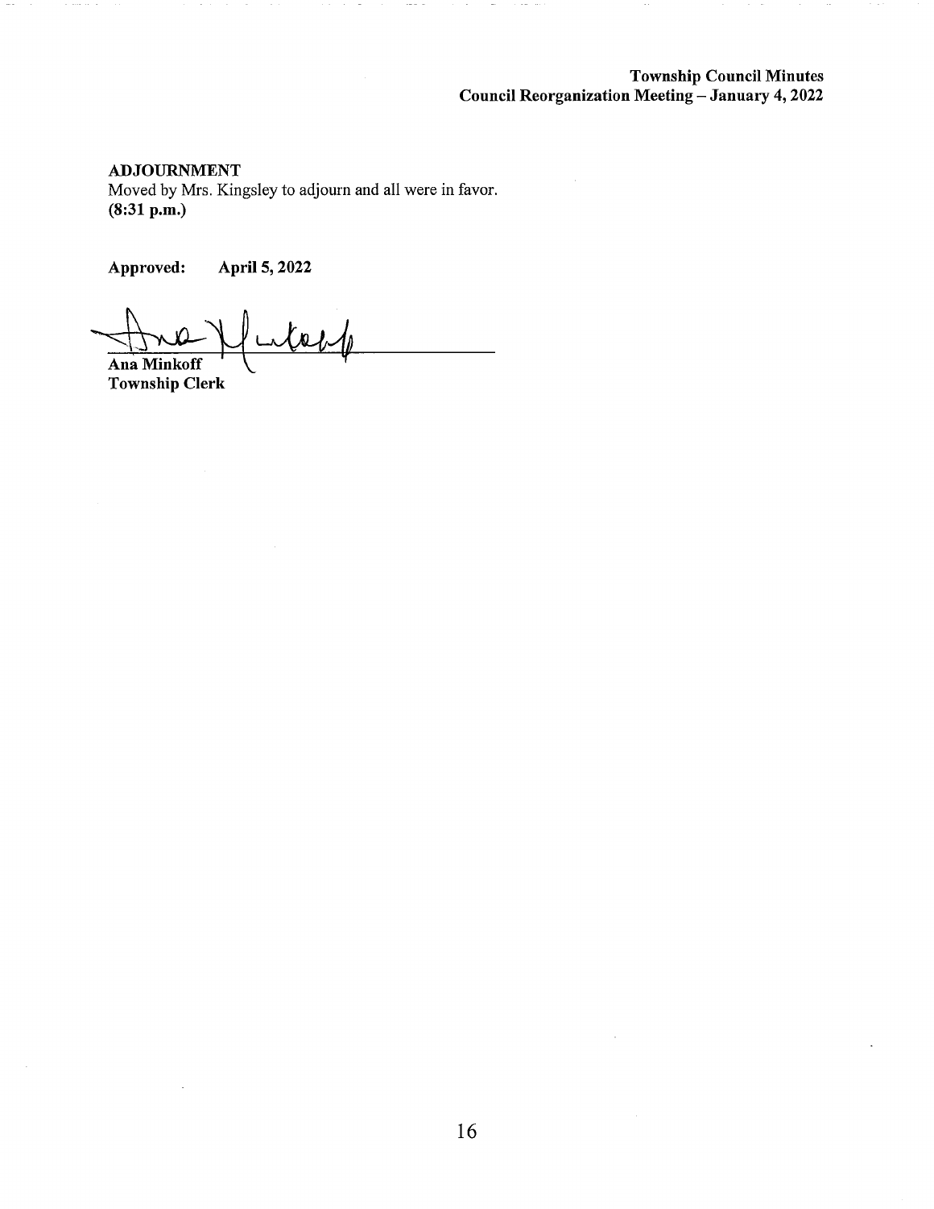**ADJOURNMENT**
Moved by Mrs. Kingsley to adjourn and all were in favor.
**(8:31 p.m.)**

**Approved: April 5, 2022**

**Ana Minkoff**
**Township Clerk**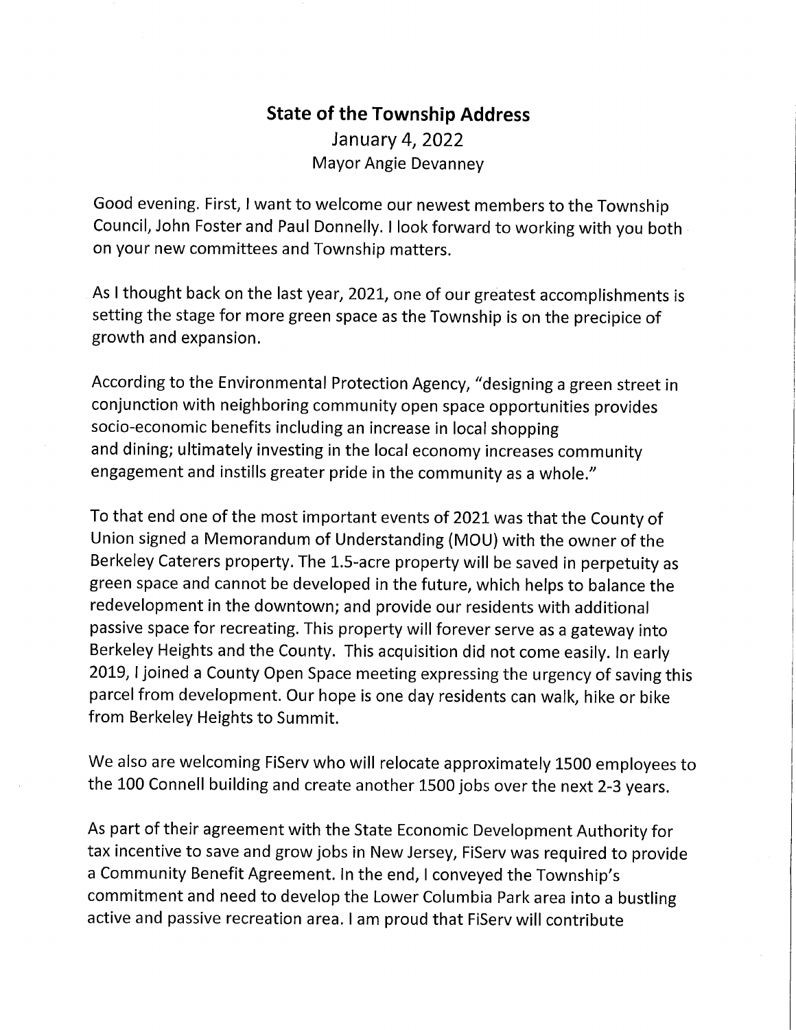## State of the Township Address

January 4, 2022

Mayor Angie Devanney

Good evening. First, I want to welcome our newest members to the Township Council, John Foster and Paul Donnelly. I look forward to working with you both on your new committees and Township matters.

As I thought back on the last year, 2021, one of our greatest accomplishments is setting the stage for more green space as the Township is on the precipice of growth and expansion.

According to the Environmental Protection Agency, "designing a green street in conjunction with neighboring community open space opportunities provides socio-economic benefits including an increase in local shopping and dining; ultimately investing in the local economy increases community engagement and instills greater pride in the community as a whole."

To that end one of the most important events of 2021 was that the County of Union signed a Memorandum of Understanding (MOU) with the owner of the Berkeley Caterers property. The 1.5-acre property will be saved in perpetuity as green space and cannot be developed in the future, which helps to balance the redevelopment in the downtown; and provide our residents with additional passive space for recreating. This property will forever serve as a gateway into Berkeley Heights and the County. This acquisition did not come easily. In early 2019, I joined a County Open Space meeting expressing the urgency of saving this parcel from development. Our hope is one day residents can walk, hike or bike from Berkeley Heights to Summit.

We also are welcoming FiServ who will relocate approximately 1500 employees to the 100 Connell building and create another 1500 jobs over the next 2-3 years.

As part of their agreement with the State Economic Development Authority for tax incentive to save and grow jobs in New Jersey, FiServ was required to provide a Community Benefit Agreement. In the end, I conveyed the Township's commitment and need to develop the Lower Columbia Park area into a bustling active and passive recreation area. I am proud that FiServ will contribute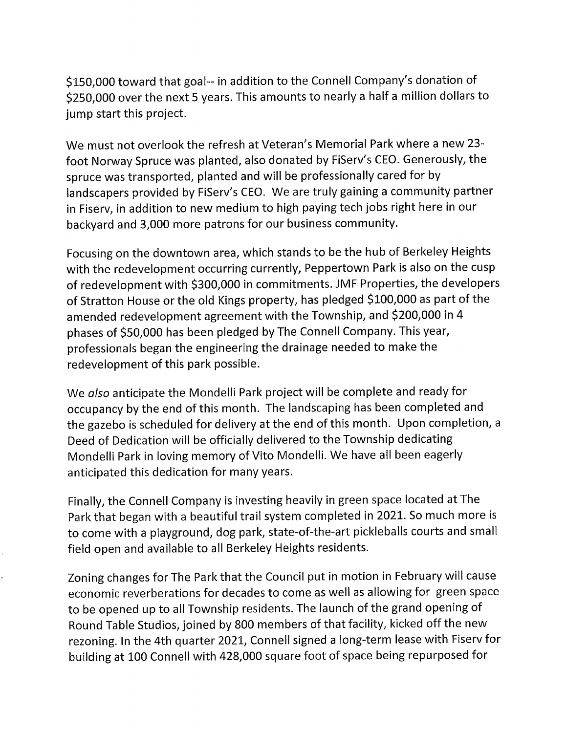$150,000 toward that goal-- in addition to the Connell Company's donation of $250,000 over the next 5 years. This amounts to nearly a half a million dollars to jump start this project.

We must not overlook the refresh at Veteran's Memorial Park where a new 23-foot Norway Spruce was planted, also donated by FiServ's CEO. Generously, the spruce was transported, planted and will be professionally cared for by landscapers provided by FiServ's CEO. We are truly gaining a community partner in Fiserv, in addition to new medium to high paying tech jobs right here in our backyard and 3,000 more patrons for our business community.

Focusing on the downtown area, which stands to be the hub of Berkeley Heights with the redevelopment occurring currently, Peppertown Park is also on the cusp of redevelopment with $300,000 in commitments. JMF Properties, the developers of Stratton House or the old Kings property, has pledged $100,000 as part of the amended redevelopment agreement with the Township, and $200,000 in 4 phases of $50,000 has been pledged by The Connell Company. This year, professionals began the engineering the drainage needed to make the redevelopment of this park possible.

We *also* anticipate the Mondelli Park project will be complete and ready for occupancy by the end of this month. The landscaping has been completed and the gazebo is scheduled for delivery at the end of this month. Upon completion, a Deed of Dedication will be officially delivered to the Township dedicating Mondelli Park in loving memory of Vito Mondelli. We have all been eagerly anticipated this dedication for many years.

Finally, the Connell Company is investing heavily in green space located at The Park that began with a beautiful trail system completed in 2021. So much more is to come with a playground, dog park, state-of-the-art pickleballs courts and small field open and available to all Berkeley Heights residents.

Zoning changes for The Park that the Council put in motion in February will cause economic reverberations for decades to come as well as allowing for green space to be opened up to all Township residents. The launch of the grand opening of Round Table Studios, joined by 800 members of that facility, kicked off the new rezoning. In the 4th quarter 2021, Connell signed a long-term lease with Fiserv for building at 100 Connell with 428,000 square foot of space being repurposed for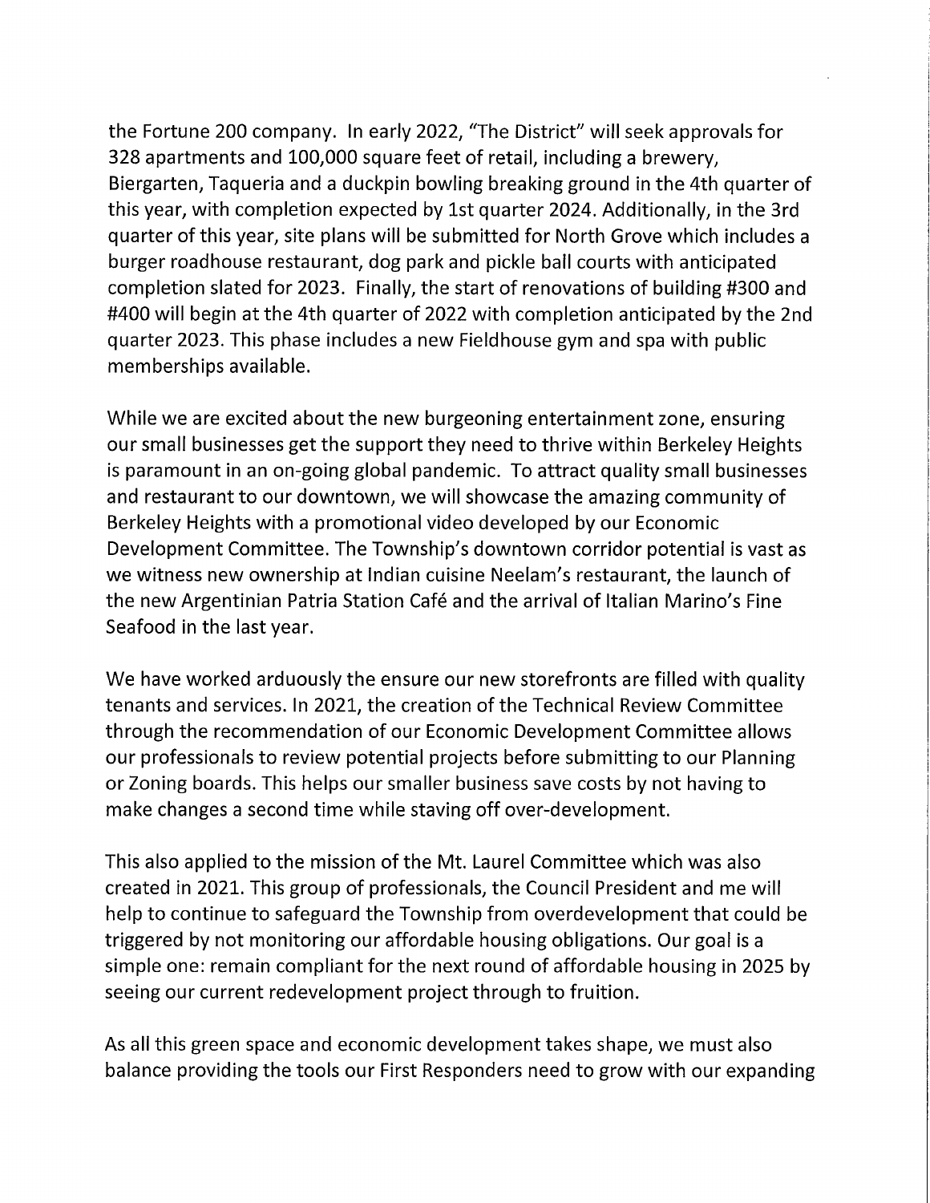the Fortune 200 company. In early 2022, "The District" will seek approvals for 328 apartments and 100,000 square feet of retail, including a brewery, Biergarten, Taqueria and a duckpin bowling breaking ground in the 4th quarter of this year, with completion expected by 1st quarter 2024. Additionally, in the 3rd quarter of this year, site plans will be submitted for North Grove which includes a burger roadhouse restaurant, dog park and pickle ball courts with anticipated completion slated for 2023. Finally, the start of renovations of building #300 and #400 will begin at the 4th quarter of 2022 with completion anticipated by the 2nd quarter 2023. This phase includes a new Fieldhouse gym and spa with public memberships available.

While we are excited about the new burgeoning entertainment zone, ensuring our small businesses get the support they need to thrive within Berkeley Heights is paramount in an on-going global pandemic. To attract quality small businesses and restaurant to our downtown, we will showcase the amazing community of Berkeley Heights with a promotional video developed by our Economic Development Committee. The Township's downtown corridor potential is vast as we witness new ownership at Indian cuisine Neelam's restaurant, the launch of the new Argentinian Patria Station Café and the arrival of Italian Marino's Fine Seafood in the last year.

We have worked arduously the ensure our new storefronts are filled with quality tenants and services. In 2021, the creation of the Technical Review Committee through the recommendation of our Economic Development Committee allows our professionals to review potential projects before submitting to our Planning or Zoning boards. This helps our smaller business save costs by not having to make changes a second time while staving off over-development.

This also applied to the mission of the Mt. Laurel Committee which was also created in 2021. This group of professionals, the Council President and me will help to continue to safeguard the Township from overdevelopment that could be triggered by not monitoring our affordable housing obligations. Our goal is a simple one: remain compliant for the next round of affordable housing in 2025 by seeing our current redevelopment project through to fruition.

As all this green space and economic development takes shape, we must also balance providing the tools our First Responders need to grow with our expanding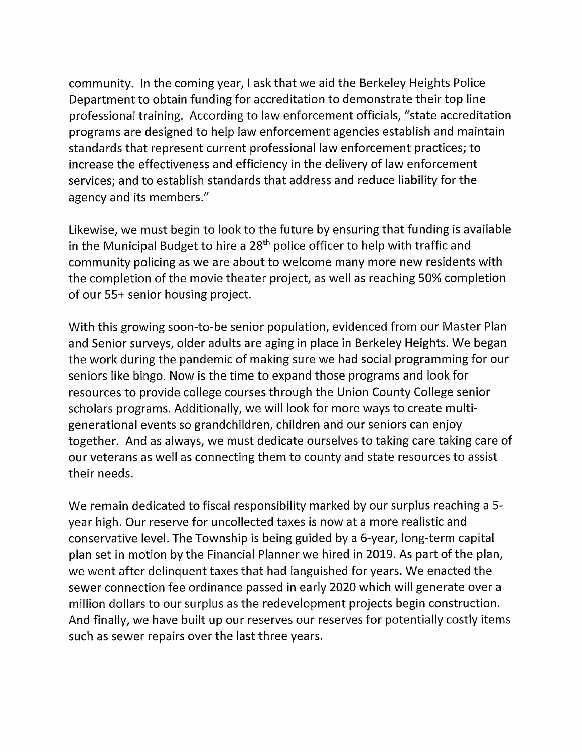community. In the coming year, I ask that we aid the Berkeley Heights Police Department to obtain funding for accreditation to demonstrate their top line professional training. According to law enforcement officials, "state accreditation programs are designed to help law enforcement agencies establish and maintain standards that represent current professional law enforcement practices; to increase the effectiveness and efficiency in the delivery of law enforcement services; and to establish standards that address and reduce liability for the agency and its members."

Likewise, we must begin to look to the future by ensuring that funding is available in the Municipal Budget to hire a 28th police officer to help with traffic and community policing as we are about to welcome many more new residents with the completion of the movie theater project, as well as reaching 50% completion of our 55+ senior housing project.

With this growing soon-to-be senior population, evidenced from our Master Plan and Senior surveys, older adults are aging in place in Berkeley Heights. We began the work during the pandemic of making sure we had social programming for our seniors like bingo. Now is the time to expand those programs and look for resources to provide college courses through the Union County College senior scholars programs. Additionally, we will look for more ways to create multi-generational events so grandchildren, children and our seniors can enjoy together. And as always, we must dedicate ourselves to taking care taking care of our veterans as well as connecting them to county and state resources to assist their needs.

We remain dedicated to fiscal responsibility marked by our surplus reaching a 5-year high. Our reserve for uncollected taxes is now at a more realistic and conservative level. The Township is being guided by a 6-year, long-term capital plan set in motion by the Financial Planner we hired in 2019. As part of the plan, we went after delinquent taxes that had languished for years. We enacted the sewer connection fee ordinance passed in early 2020 which will generate over a million dollars to our surplus as the redevelopment projects begin construction. And finally, we have built up our reserves our reserves for potentially costly items such as sewer repairs over the last three years.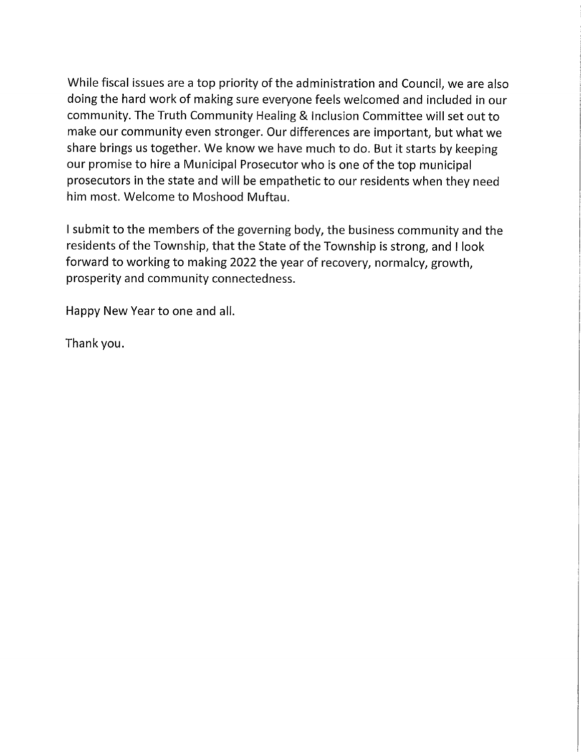While fiscal issues are a top priority of the administration and Council, we are also doing the hard work of making sure everyone feels welcomed and included in our community. The Truth Community Healing & Inclusion Committee will set out to make our community even stronger. Our differences are important, but what we share brings us together. We know we have much to do. But it starts by keeping our promise to hire a Municipal Prosecutor who is one of the top municipal prosecutors in the state and will be empathetic to our residents when they need him most. Welcome to Moshood Muftau.

I submit to the members of the governing body, the business community and the residents of the Township, that the State of the Township is strong, and I look forward to working to making 2022 the year of recovery, normalcy, growth, prosperity and community connectedness.

Happy New Year to one and all.

Thank you.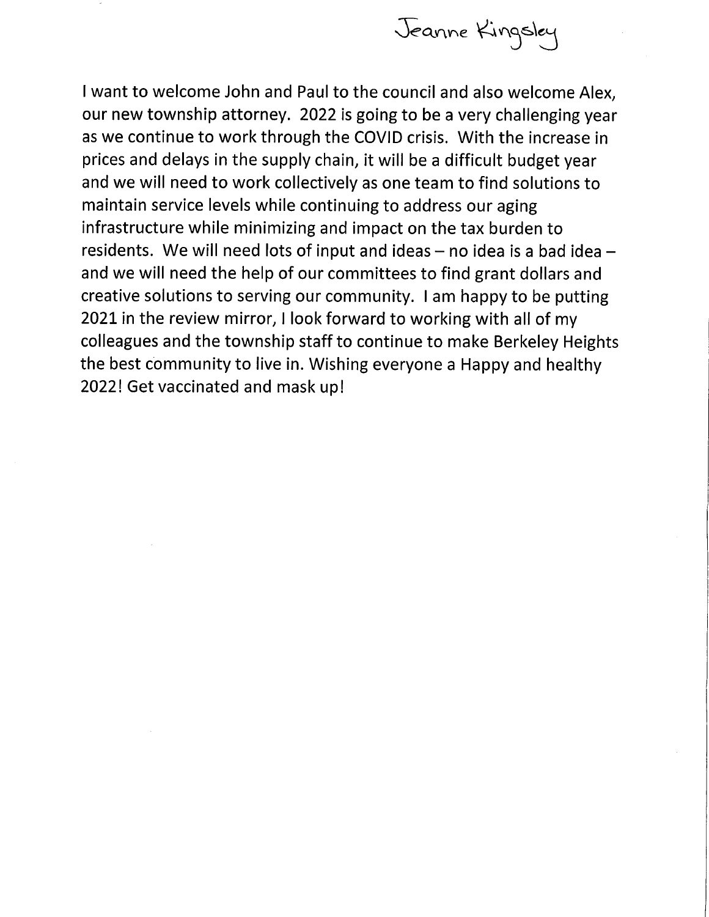Jeanne Kingsley

I want to welcome John and Paul to the council and also welcome Alex, our new township attorney. 2022 is going to be a very challenging year as we continue to work through the COVID crisis. With the increase in prices and delays in the supply chain, it will be a difficult budget year and we will need to work collectively as one team to find solutions to maintain service levels while continuing to address our aging infrastructure while minimizing and impact on the tax burden to residents. We will need lots of input and ideas – no idea is a bad idea – and we will need the help of our committees to find grant dollars and creative solutions to serving our community. I am happy to be putting 2021 in the review mirror, I look forward to working with all of my colleagues and the township staff to continue to make Berkeley Heights the best community to live in. Wishing everyone a Happy and healthy 2022! Get vaccinated and mask up!